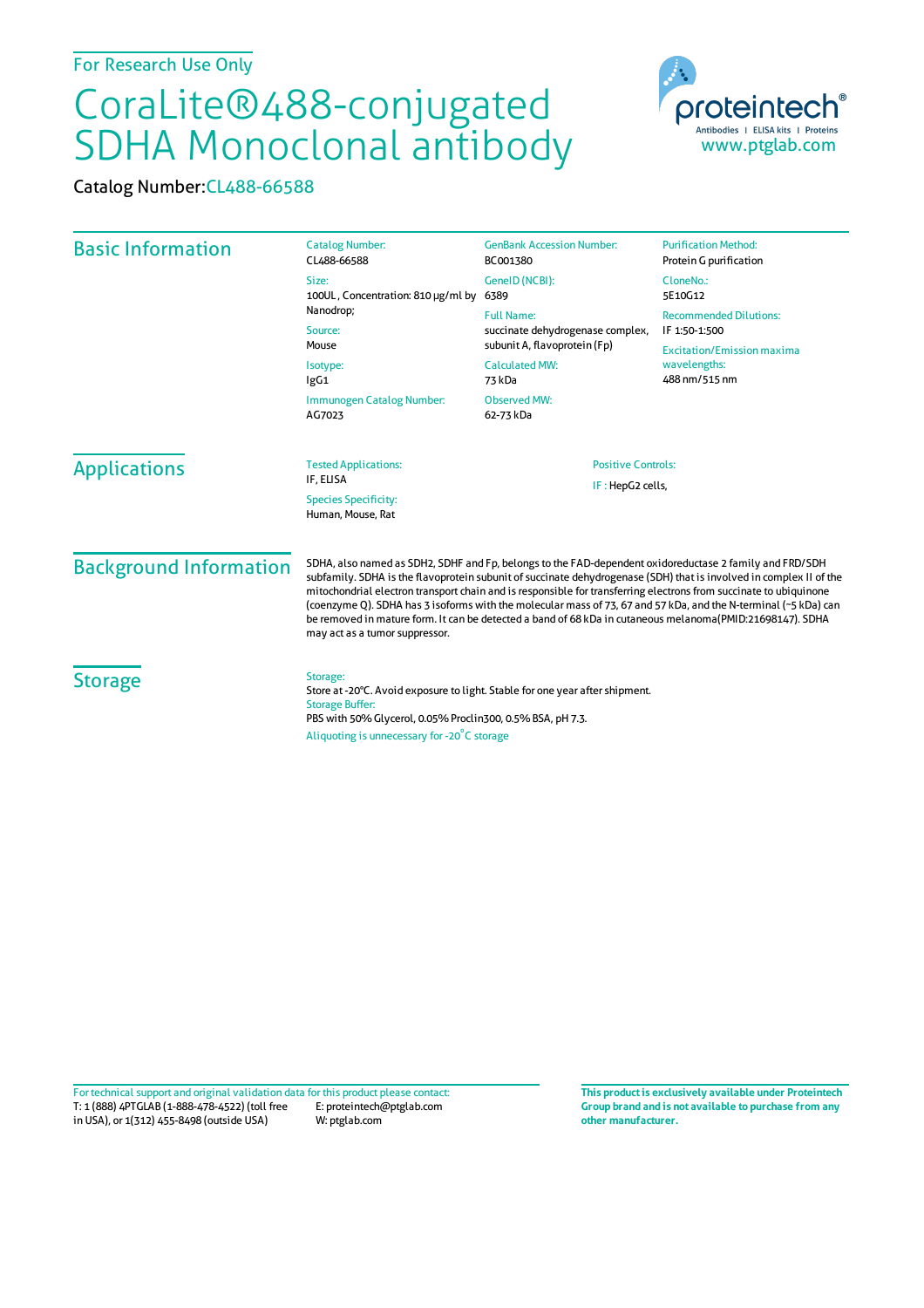For Research Use Only

# CoraLite®488-conjugated SDHA Monoclonal antibody

Catalog Number: CL488-66588

proteintech®
Antibodies | ELISA kits | Proteins
www.ptglab.com

## Basic Information

**Catalog Number:**
CL488-66588

**Size:**
100UL , Concentration: 810 μg/ml by Nanodrop;

**Source:**
Mouse

**Isotype:**
IgG1

**Immunogen Catalog Number:**
AG7023

**GenBank Accession Number:**
BC001380

**GeneID (NCBI):**
6389

**Full Name:**
succinate dehydrogenase complex, subunit A, flavoprotein (Fp)

**Calculated MW:**
73 kDa

**Observed MW:**
62-73 kDa

**Purification Method:**
Protein G purification

**CloneNo.:**
5E10G12

**Recommended Dilutions:**
IF 1:50-1:500

**Excitation/Emission maxima wavelengths:**
488 nm/515 nm

## Applications

**Tested Applications:**
IF, ELISA

**Species Specificity:**
Human, Mouse, Rat

**Positive Controls:**
IF : HepG2 cells,

## Background Information

SDHA, also named as SDH2, SDHF and Fp, belongs to the FAD-dependent oxidoreductase 2 family and FRD/SDH subfamily. SDHA is the flavoprotein subunit of succinate dehydrogenase (SDH) that is involved in complex II of the mitochondrial electron transport chain and is responsible for transferring electrons from succinate to ubiquinone (coenzyme Q). SDHA has 3 isoforms with the molecular mass of 73, 67 and 57 kDa, and the N-terminal (~5 kDa) can be removed in mature form. It can be detected a band of 68 kDa in cutaneous melanoma(PMID:21698147). SDHA may act as a tumor suppressor.

## Storage

**Storage:**
Store at -20°C. Avoid exposure to light. Stable for one year after shipment.

**Storage Buffer:**
PBS with 50% Glycerol, 0.05% Proclin300, 0.5% BSA, pH 7.3.

Aliquoting is unnecessary for -20°C storage

For technical support and original validation data for this product please contact:
T: 1 (888) 4PTGLAB (1-888-478-4522) (toll free in USA), or 1(312) 455-8498 (outside USA)
E: proteintech@ptglab.com
W: ptglab.com

**This product is exclusively available under Proteintech Group brand and is not available to purchase from any other manufacturer.**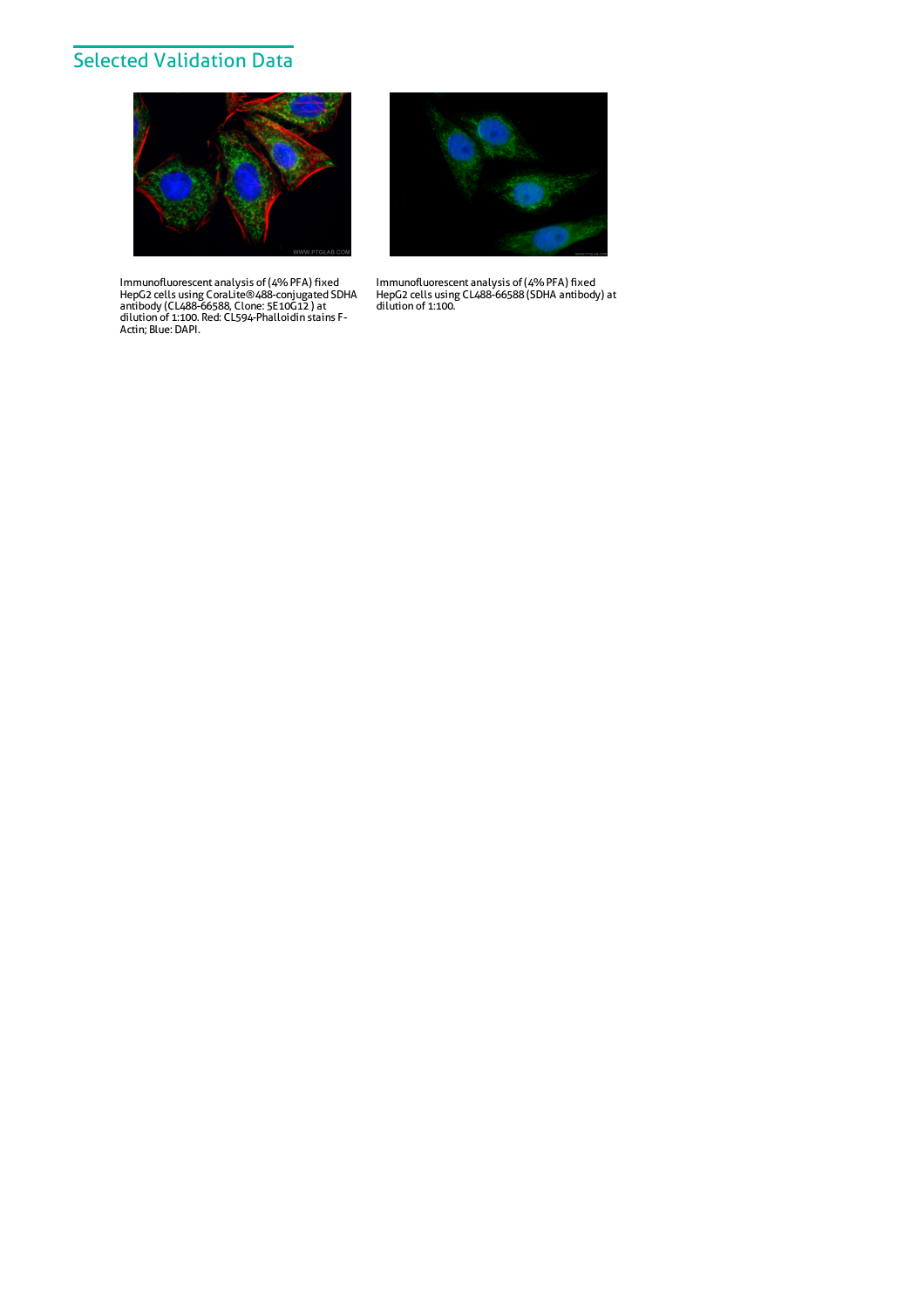## Selected Validation Data

Immunofluorescent analysis of (4% PFA) fixed HepG2 cells using CoraLite®488-conjugated SDHA antibody (CL488-66588, Clone: 5E10G12 ) at dilution of 1:100. Red: CL594-Phalloidin stains F-Actin; Blue: DAPI.

Immunofluorescent analysis of (4% PFA) fixed HepG2 cells using CL488-66588 (SDHA antibody) at dilution of 1:100.